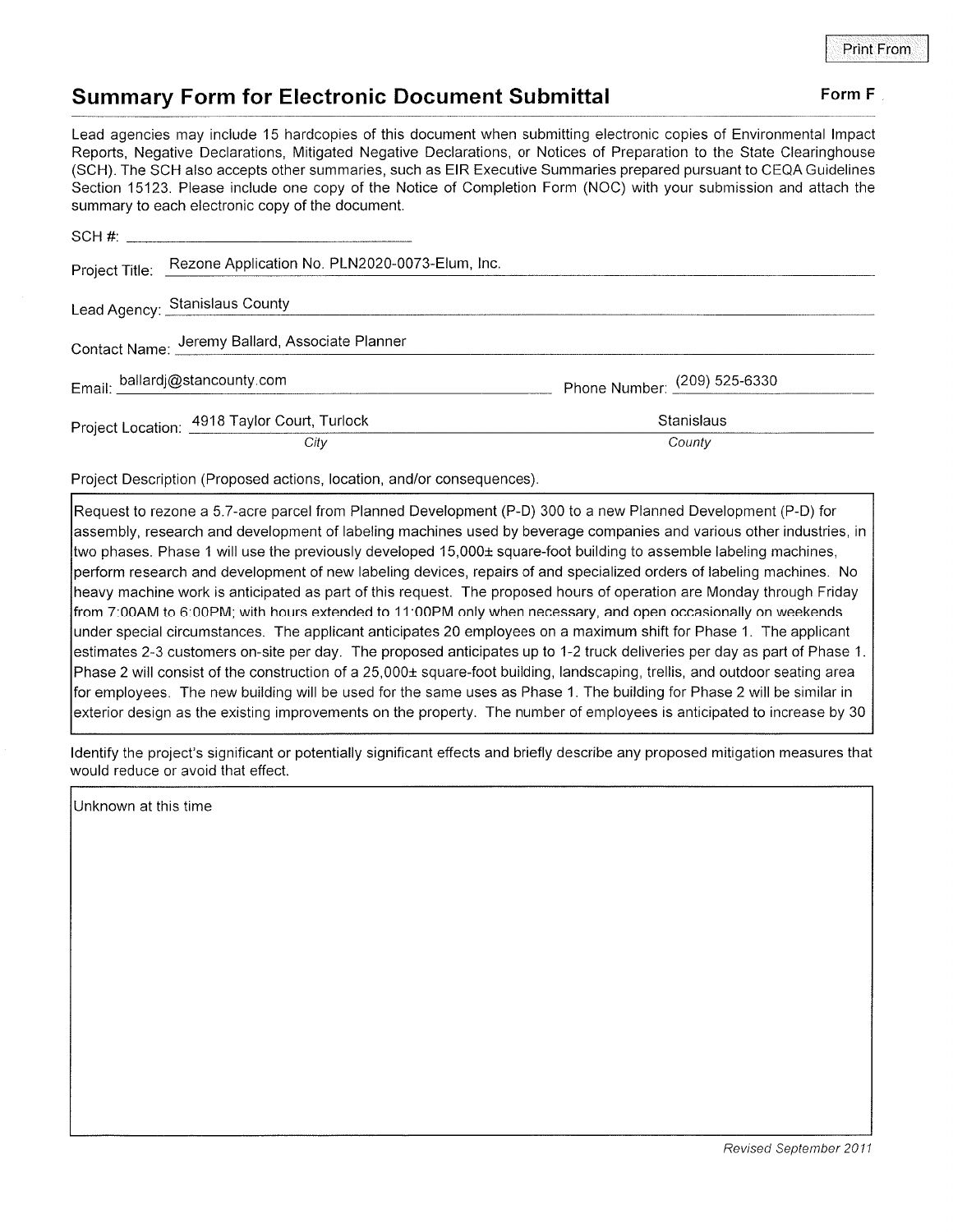Print From

## Summary Form for Electronic Document Submittal

**Form F**

Lead agencies may include 15 hardcopies of this document when submitting electronic copies of Environmental Impact Reports, Negative Declarations, Mitigated Negative Declarations, or Notices of Preparation to the State Clearinghouse (SCH). The SCH also accepts other summaries, such as EIR Executive Summaries prepared pursuant to CEQA Guidelines Section 15123. Please include one copy of the Notice of Completion Form (NOC) with your submission and attach the summary to each electronic copy of the document.

SCH #: ______________________

Project Title: Rezone Application No. PLN2020-0073-Elum, Inc.

Lead Agency: Stanislaus County

Contact Name: Jeremy Ballard, Associate Planner

Email: ballardj@stancounty.com | Phone Number: (209) 525-6330

Project Location: 4918 Taylor Court, Turlock (*City*) | Stanislaus (*County*)

Project Description (Proposed actions, location, and/or consequences).

Request to rezone a 5.7-acre parcel from Planned Development (P-D) 300 to a new Planned Development (P-D) for assembly, research and development of labeling machines used by beverage companies and various other industries, in two phases. Phase 1 will use the previously developed 15,000± square-foot building to assemble labeling machines, perform research and development of new labeling devices, repairs of and specialized orders of labeling machines. No heavy machine work is anticipated as part of this request. The proposed hours of operation are Monday through Friday from 7:00AM to 6:00PM; with hours extended to 11:00PM only when necessary, and open occasionally on weekends under special circumstances. The applicant anticipates 20 employees on a maximum shift for Phase 1. The applicant estimates 2-3 customers on-site per day. The proposed anticipates up to 1-2 truck deliveries per day as part of Phase 1. Phase 2 will consist of the construction of a 25,000± square-foot building, landscaping, trellis, and outdoor seating area for employees. The new building will be used for the same uses as Phase 1. The building for Phase 2 will be similar in exterior design as the existing improvements on the property. The number of employees is anticipated to increase by 30

Identify the project's significant or potentially significant effects and briefly describe any proposed mitigation measures that would reduce or avoid that effect.

Unknown at this time

*Revised September 2011*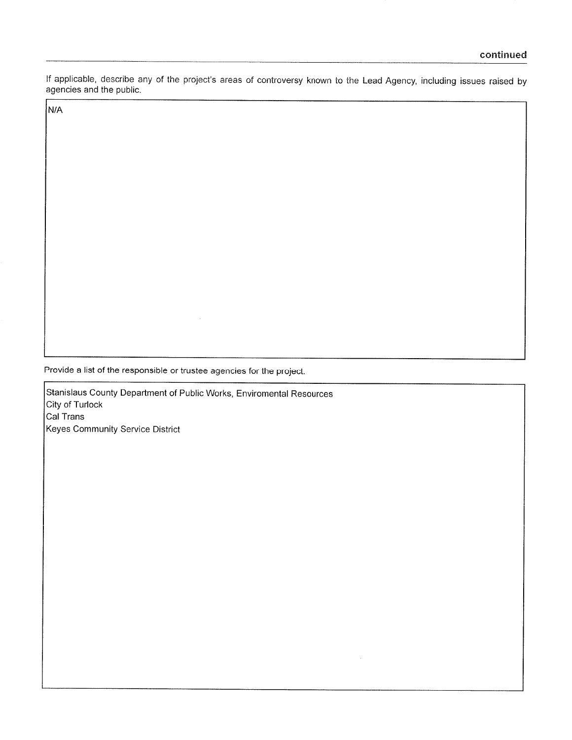**continued**

If applicable, describe any of the project's areas of controversy known to the Lead Agency, including issues raised by agencies and the public.

N/A

Provide a list of the responsible or trustee agencies for the project.

Stanislaus County Department of Public Works, Enviromental Resources
City of Turlock
Cal Trans
Keyes Community Service District